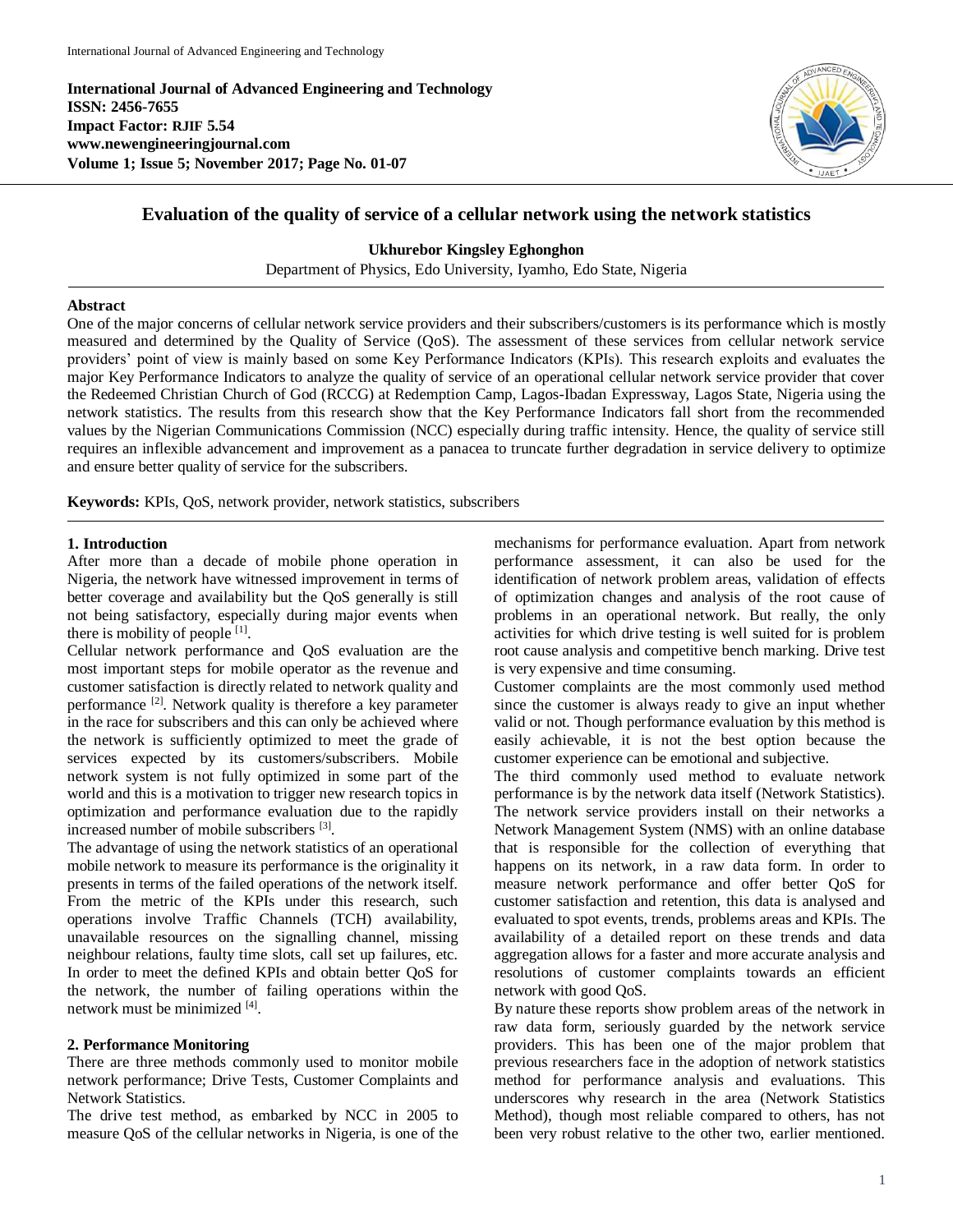**International Journal of Advanced Engineering and Technology**
**ISSN: 2456-7655**
**Impact Factor: RJIF 5.54**
**www.newengineeringjournal.com**
**Volume 1; Issue 5; November 2017; Page No. 01-07**

# Evaluation of the quality of service of a cellular network using the network statistics

**Ukhurebor Kingsley Eghonghon**

Department of Physics, Edo University, Iyamho, Edo State, Nigeria

## Abstract

One of the major concerns of cellular network service providers and their subscribers/customers is its performance which is mostly measured and determined by the Quality of Service (QoS). The assessment of these services from cellular network service providers' point of view is mainly based on some Key Performance Indicators (KPIs). This research exploits and evaluates the major Key Performance Indicators to analyze the quality of service of an operational cellular network service provider that cover the Redeemed Christian Church of God (RCCG) at Redemption Camp, Lagos-Ibadan Expressway, Lagos State, Nigeria using the network statistics. The results from this research show that the Key Performance Indicators fall short from the recommended values by the Nigerian Communications Commission (NCC) especially during traffic intensity. Hence, the quality of service still requires an inflexible advancement and improvement as a panacea to truncate further degradation in service delivery to optimize and ensure better quality of service for the subscribers.

**Keywords:** KPIs, QoS, network provider, network statistics, subscribers

## 1. Introduction

After more than a decade of mobile phone operation in Nigeria, the network have witnessed improvement in terms of better coverage and availability but the QoS generally is still not being satisfactory, especially during major events when there is mobility of people [1].

Cellular network performance and QoS evaluation are the most important steps for mobile operator as the revenue and customer satisfaction is directly related to network quality and performance [2]. Network quality is therefore a key parameter in the race for subscribers and this can only be achieved where the network is sufficiently optimized to meet the grade of services expected by its customers/subscribers. Mobile network system is not fully optimized in some part of the world and this is a motivation to trigger new research topics in optimization and performance evaluation due to the rapidly increased number of mobile subscribers [3].

The advantage of using the network statistics of an operational mobile network to measure its performance is the originality it presents in terms of the failed operations of the network itself. From the metric of the KPIs under this research, such operations involve Traffic Channels (TCH) availability, unavailable resources on the signalling channel, missing neighbour relations, faulty time slots, call set up failures, etc. In order to meet the defined KPIs and obtain better QoS for the network, the number of failing operations within the network must be minimized [4].

## 2. Performance Monitoring

There are three methods commonly used to monitor mobile network performance; Drive Tests, Customer Complaints and Network Statistics.

The drive test method, as embarked by NCC in 2005 to measure QoS of the cellular networks in Nigeria, is one of the mechanisms for performance evaluation. Apart from network performance assessment, it can also be used for the identification of network problem areas, validation of effects of optimization changes and analysis of the root cause of problems in an operational network. But really, the only activities for which drive testing is well suited for is problem root cause analysis and competitive bench marking. Drive test is very expensive and time consuming.

Customer complaints are the most commonly used method since the customer is always ready to give an input whether valid or not. Though performance evaluation by this method is easily achievable, it is not the best option because the customer experience can be emotional and subjective.

The third commonly used method to evaluate network performance is by the network data itself (Network Statistics). The network service providers install on their networks a Network Management System (NMS) with an online database that is responsible for the collection of everything that happens on its network, in a raw data form. In order to measure network performance and offer better QoS for customer satisfaction and retention, this data is analysed and evaluated to spot events, trends, problems areas and KPIs. The availability of a detailed report on these trends and data aggregation allows for a faster and more accurate analysis and resolutions of customer complaints towards an efficient network with good QoS.

By nature these reports show problem areas of the network in raw data form, seriously guarded by the network service providers. This has been one of the major problem that previous researchers face in the adoption of network statistics method for performance analysis and evaluations. This underscores why research in the area (Network Statistics Method), though most reliable compared to others, has not been very robust relative to the other two, earlier mentioned.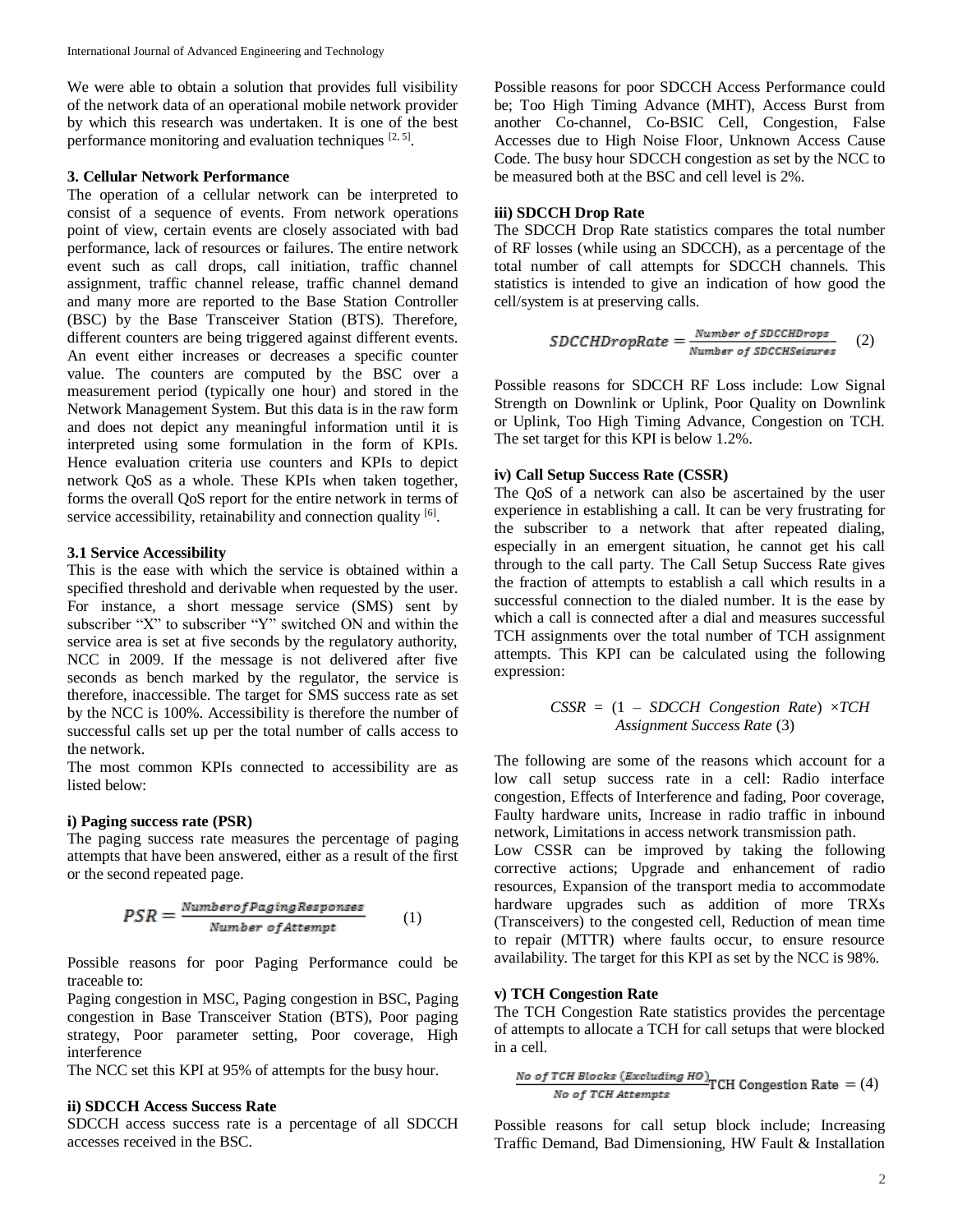We were able to obtain a solution that provides full visibility of the network data of an operational mobile network provider by which this research was undertaken. It is one of the best performance monitoring and evaluation techniques [2, 5].

### 3. Cellular Network Performance

The operation of a cellular network can be interpreted to consist of a sequence of events. From network operations point of view, certain events are closely associated with bad performance, lack of resources or failures. The entire network event such as call drops, call initiation, traffic channel assignment, traffic channel release, traffic channel demand and many more are reported to the Base Station Controller (BSC) by the Base Transceiver Station (BTS). Therefore, different counters are being triggered against different events. An event either increases or decreases a specific counter value. The counters are computed by the BSC over a measurement period (typically one hour) and stored in the Network Management System. But this data is in the raw form and does not depict any meaningful information until it is interpreted using some formulation in the form of KPIs. Hence evaluation criteria use counters and KPIs to depict network QoS as a whole. These KPIs when taken together, forms the overall QoS report for the entire network in terms of service accessibility, retainability and connection quality [6].

#### 3.1 Service Accessibility

This is the ease with which the service is obtained within a specified threshold and derivable when requested by the user. For instance, a short message service (SMS) sent by subscriber "X" to subscriber "Y" switched ON and within the service area is set at five seconds by the regulatory authority, NCC in 2009. If the message is not delivered after five seconds as bench marked by the regulator, the service is therefore, inaccessible. The target for SMS success rate as set by the NCC is 100%. Accessibility is therefore the number of successful calls set up per the total number of calls access to the network.

The most common KPIs connected to accessibility are as listed below:

**i) Paging success rate (PSR)**

The paging success rate measures the percentage of paging attempts that have been answered, either as a result of the first or the second repeated page.

$$PSR = \frac{Number of Paging Responses}{Number\ of Attempt} \qquad (1)$$

Possible reasons for poor Paging Performance could be traceable to:

Paging congestion in MSC, Paging congestion in BSC, Paging congestion in Base Transceiver Station (BTS), Poor paging strategy, Poor parameter setting, Poor coverage, High interference

The NCC set this KPI at 95% of attempts for the busy hour.

**ii) SDCCH Access Success Rate**

SDCCH access success rate is a percentage of all SDCCH accesses received in the BSC.

Possible reasons for poor SDCCH Access Performance could be; Too High Timing Advance (MHT), Access Burst from another Co-channel, Co-BSIC Cell, Congestion, False Accesses due to High Noise Floor, Unknown Access Cause Code. The busy hour SDCCH congestion as set by the NCC to be measured both at the BSC and cell level is 2%.

**iii) SDCCH Drop Rate**

The SDCCH Drop Rate statistics compares the total number of RF losses (while using an SDCCH), as a percentage of the total number of call attempts for SDCCH channels. This statistics is intended to give an indication of how good the cell/system is at preserving calls.

$$SDCCHDropRate = \frac{Number\ of\ SDCCHDrops}{Number\ of\ SDCCHSeisures} \qquad (2)$$

Possible reasons for SDCCH RF Loss include: Low Signal Strength on Downlink or Uplink, Poor Quality on Downlink or Uplink, Too High Timing Advance, Congestion on TCH. The set target for this KPI is below 1.2%.

**iv) Call Setup Success Rate (CSSR)**

The QoS of a network can also be ascertained by the user experience in establishing a call. It can be very frustrating for the subscriber to a network that after repeated dialing, especially in an emergent situation, he cannot get his call through to the call party. The Call Setup Success Rate gives the fraction of attempts to establish a call which results in a successful connection to the dialed number. It is the ease by which a call is connected after a dial and measures successful TCH assignments over the total number of TCH assignment attempts. This KPI can be calculated using the following expression:

$$CSSR = (1 - SDCCH\ Congestion\ Rate) \times TCH\ Assignment\ Success\ Rate \qquad (3)$$

The following are some of the reasons which account for a low call setup success rate in a cell: Radio interface congestion, Effects of Interference and fading, Poor coverage, Faulty hardware units, Increase in radio traffic in inbound network, Limitations in access network transmission path.

Low CSSR can be improved by taking the following corrective actions; Upgrade and enhancement of radio resources, Expansion of the transport media to accommodate hardware upgrades such as addition of more TRXs (Transceivers) to the congested cell, Reduction of mean time to repair (MTTR) where faults occur, to ensure resource availability. The target for this KPI as set by the NCC is 98%.

**v) TCH Congestion Rate**

The TCH Congestion Rate statistics provides the percentage of attempts to allocate a TCH for call setups that were blocked in a cell.

$$\frac{No\ of\ TCH\ Blocks\ (Excluding\ HO)}{No\ of\ TCH\ Attempts} \text{TCH Congestion Rate} = \qquad (4)$$

Possible reasons for call setup block include; Increasing Traffic Demand, Bad Dimensioning, HW Fault & Installation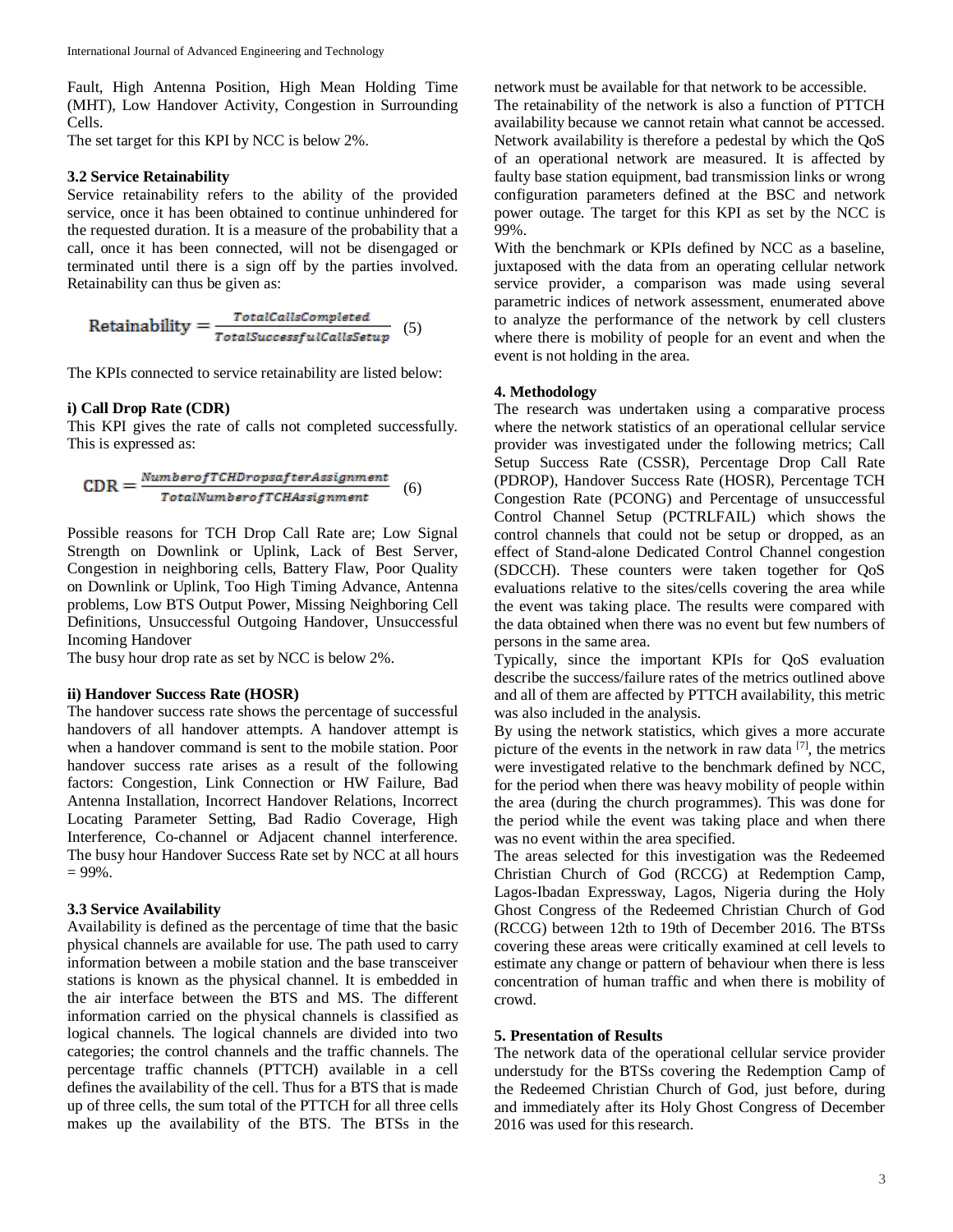Fault, High Antenna Position, High Mean Holding Time (MHT), Low Handover Activity, Congestion in Surrounding Cells.

The set target for this KPI by NCC is below 2%.

### 3.2 Service Retainability

Service retainability refers to the ability of the provided service, once it has been obtained to continue unhindered for the requested duration. It is a measure of the probability that a call, once it has been connected, will not be disengaged or terminated until there is a sign off by the parties involved. Retainability can thus be given as:

$$\text{Retainability} = \frac{TotalCallsCompleted}{TotalSuccessfulCallsSetup} \quad (5)$$

The KPIs connected to service retainability are listed below:

**i) Call Drop Rate (CDR)**

This KPI gives the rate of calls not completed successfully. This is expressed as:

$$\text{CDR} = \frac{NumberofTCHDropsafterAssignment}{TotalNumberofTCHAssignment} \quad (6)$$

Possible reasons for TCH Drop Call Rate are; Low Signal Strength on Downlink or Uplink, Lack of Best Server, Congestion in neighboring cells, Battery Flaw, Poor Quality on Downlink or Uplink, Too High Timing Advance, Antenna problems, Low BTS Output Power, Missing Neighboring Cell Definitions, Unsuccessful Outgoing Handover, Unsuccessful Incoming Handover

The busy hour drop rate as set by NCC is below 2%.

**ii) Handover Success Rate (HOSR)**

The handover success rate shows the percentage of successful handovers of all handover attempts. A handover attempt is when a handover command is sent to the mobile station. Poor handover success rate arises as a result of the following factors: Congestion, Link Connection or HW Failure, Bad Antenna Installation, Incorrect Handover Relations, Incorrect Locating Parameter Setting, Bad Radio Coverage, High Interference, Co-channel or Adjacent channel interference. The busy hour Handover Success Rate set by NCC at all hours = 99%.

### 3.3 Service Availability

Availability is defined as the percentage of time that the basic physical channels are available for use. The path used to carry information between a mobile station and the base transceiver stations is known as the physical channel. It is embedded in the air interface between the BTS and MS. The different information carried on the physical channels is classified as logical channels. The logical channels are divided into two categories; the control channels and the traffic channels. The percentage traffic channels (PTTCH) available in a cell defines the availability of the cell. Thus for a BTS that is made up of three cells, the sum total of the PTTCH for all three cells makes up the availability of the BTS. The BTSs in the network must be available for that network to be accessible.

The retainability of the network is also a function of PTTCH availability because we cannot retain what cannot be accessed. Network availability is therefore a pedestal by which the QoS of an operational network are measured. It is affected by faulty base station equipment, bad transmission links or wrong configuration parameters defined at the BSC and network power outage. The target for this KPI as set by the NCC is 99%.

With the benchmark or KPIs defined by NCC as a baseline, juxtaposed with the data from an operating cellular network service provider, a comparison was made using several parametric indices of network assessment, enumerated above to analyze the performance of the network by cell clusters where there is mobility of people for an event and when the event is not holding in the area.

## 4. Methodology

The research was undertaken using a comparative process where the network statistics of an operational cellular service provider was investigated under the following metrics; Call Setup Success Rate (CSSR), Percentage Drop Call Rate (PDROP), Handover Success Rate (HOSR), Percentage TCH Congestion Rate (PCONG) and Percentage of unsuccessful Control Channel Setup (PCTRLFAIL) which shows the control channels that could not be setup or dropped, as an effect of Stand-alone Dedicated Control Channel congestion (SDCCH). These counters were taken together for QoS evaluations relative to the sites/cells covering the area while the event was taking place. The results were compared with the data obtained when there was no event but few numbers of persons in the same area.

Typically, since the important KPIs for QoS evaluation describe the success/failure rates of the metrics outlined above and all of them are affected by PTTCH availability, this metric was also included in the analysis.

By using the network statistics, which gives a more accurate picture of the events in the network in raw data [7], the metrics were investigated relative to the benchmark defined by NCC, for the period when there was heavy mobility of people within the area (during the church programmes). This was done for the period while the event was taking place and when there was no event within the area specified.

The areas selected for this investigation was the Redeemed Christian Church of God (RCCG) at Redemption Camp, Lagos-Ibadan Expressway, Lagos, Nigeria during the Holy Ghost Congress of the Redeemed Christian Church of God (RCCG) between 12th to 19th of December 2016. The BTSs covering these areas were critically examined at cell levels to estimate any change or pattern of behaviour when there is less concentration of human traffic and when there is mobility of crowd.

## 5. Presentation of Results

The network data of the operational cellular service provider understudy for the BTSs covering the Redemption Camp of the Redeemed Christian Church of God, just before, during and immediately after its Holy Ghost Congress of December 2016 was used for this research.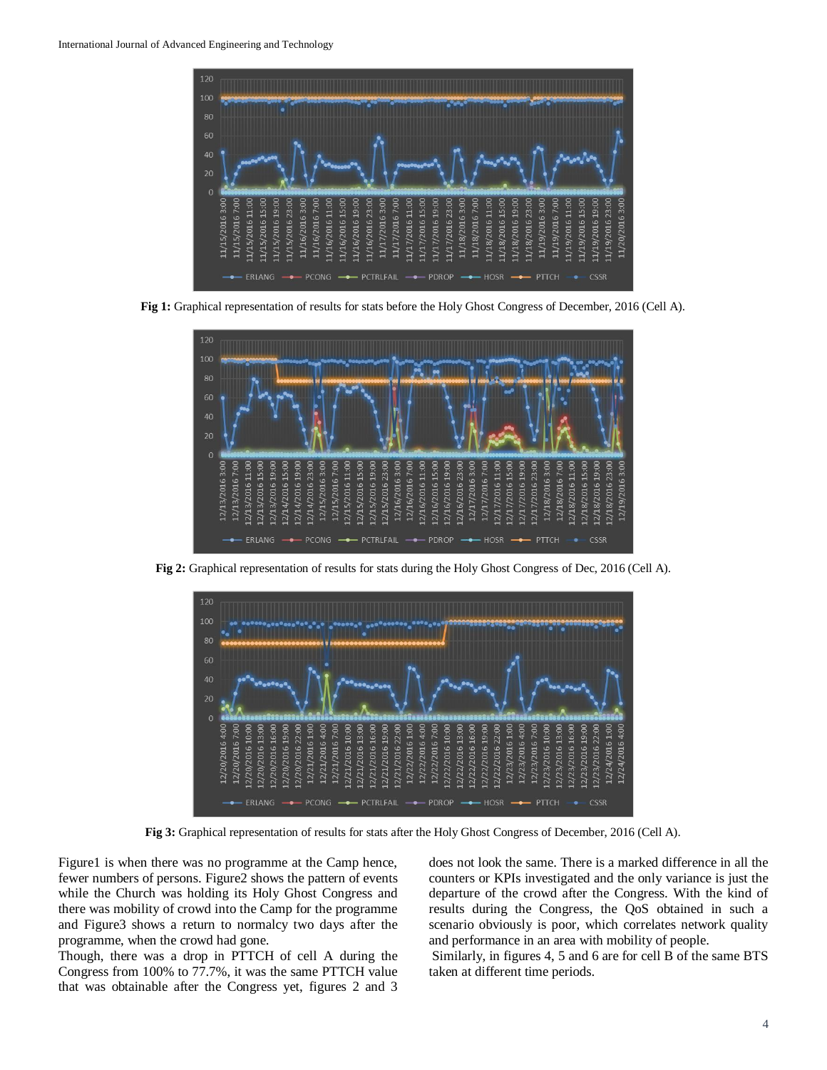120
100
80
60
40
20
0

11/15/2016 3:00
11/15/2016 7:00
11/15/2016 11:00
11/15/2016 15:00
11/15/2016 19:00
11/15/2016 23:00
11/16/2016 3:00
11/16/2016 7:00
11/16/2016 11:00
11/16/2016 15:00
11/16/2016 19:00
11/16/2016 23:00
11/17/2016 3:00
11/17/2016 7:00
11/17/2016 11:00
11/17/2016 15:00
11/17/2016 19:00
11/17/2016 23:00
11/18/2016 3:00
11/18/2016 7:00
11/18/2016 11:00
11/18/2016 15:00
11/18/2016 19:00
11/18/2016 23:00
11/19/2016 3:00
11/19/2016 7:00
11/19/2016 11:00
11/19/2016 15:00
11/19/2016 19:00
11/19/2016 23:00
11/20/2016 3:00

ERLANG PCONG PCTRLFAIL PDROP HOSR PTTCH CSSR

**Fig 1:** Graphical representation of results for stats before the Holy Ghost Congress of December, 2016 (Cell A).

120
100
80
60
40
20
0

12/13/2016 3:00
12/13/2016 7:00
12/13/2016 11:00
12/13/2016 15:00
12/13/2016 19:00
12/14/2016 15:00
12/14/2016 19:00
12/14/2016 23:00
12/15/2016 3:00
12/15/2016 7:00
12/15/2016 11:00
12/15/2016 15:00
12/15/2016 19:00
12/15/2016 23:00
12/16/2016 3:00
12/16/2016 7:00
12/16/2016 11:00
12/16/2016 15:00
12/16/2016 19:00
12/16/2016 23:00
12/17/2016 3:00
12/17/2016 7:00
12/17/2016 11:00
12/17/2016 15:00
12/17/2016 19:00
12/17/2016 23:00
12/18/2016 3:00
12/18/2016 7:00
12/18/2016 11:00
12/18/2016 15:00
12/18/2016 19:00
12/18/2016 23:00
12/19/2016 3:00

ERLANG PCONG PCTRLFAIL PDROP HOSR PTTCH CSSR

**Fig 2:** Graphical representation of results for stats during the Holy Ghost Congress of Dec, 2016 (Cell A).

120
100
80
60
40
20
0

12/20/2016 4:00
12/20/2016 7:00
12/20/2016 10:00
12/20/2016 13:00
12/20/2016 16:00
12/20/2016 19:00
12/20/2016 22:00
12/21/2016 1:00
12/21/2016 4:00
12/21/2016 7:00
12/21/2016 10:00
12/21/2016 13:00
12/21/2016 16:00
12/21/2016 19:00
12/21/2016 22:00
12/22/2016 1:00
12/22/2016 4:00
12/22/2016 7:00
12/22/2016 10:00
12/22/2016 13:00
12/22/2016 16:00
12/22/2016 19:00
12/22/2016 22:00
12/23/2016 1:00
12/23/2016 4:00
12/23/2016 7:00
12/23/2016 10:00
12/23/2016 13:00
12/23/2016 16:00
12/23/2016 19:00
12/23/2016 22:00
12/24/2016 1:00
12/24/2016 4:00

ERLANG PCONG PCTRLFAIL PDROP HOSR PTTCH CSSR

**Fig 3:** Graphical representation of results for stats after the Holy Ghost Congress of December, 2016 (Cell A).

Figure1 is when there was no programme at the Camp hence, fewer numbers of persons. Figure2 shows the pattern of events while the Church was holding its Holy Ghost Congress and there was mobility of crowd into the Camp for the programme and Figure3 shows a return to normalcy two days after the programme, when the crowd had gone.

Though, there was a drop in PTTCH of cell A during the Congress from 100% to 77.7%, it was the same PTTCH value that was obtainable after the Congress yet, figures 2 and 3 does not look the same. There is a marked difference in all the counters or KPIs investigated and the only variance is just the departure of the crowd after the Congress. With the kind of results during the Congress, the QoS obtained in such a scenario obviously is poor, which correlates network quality and performance in an area with mobility of people.

Similarly, in figures 4, 5 and 6 are for cell B of the same BTS taken at different time periods.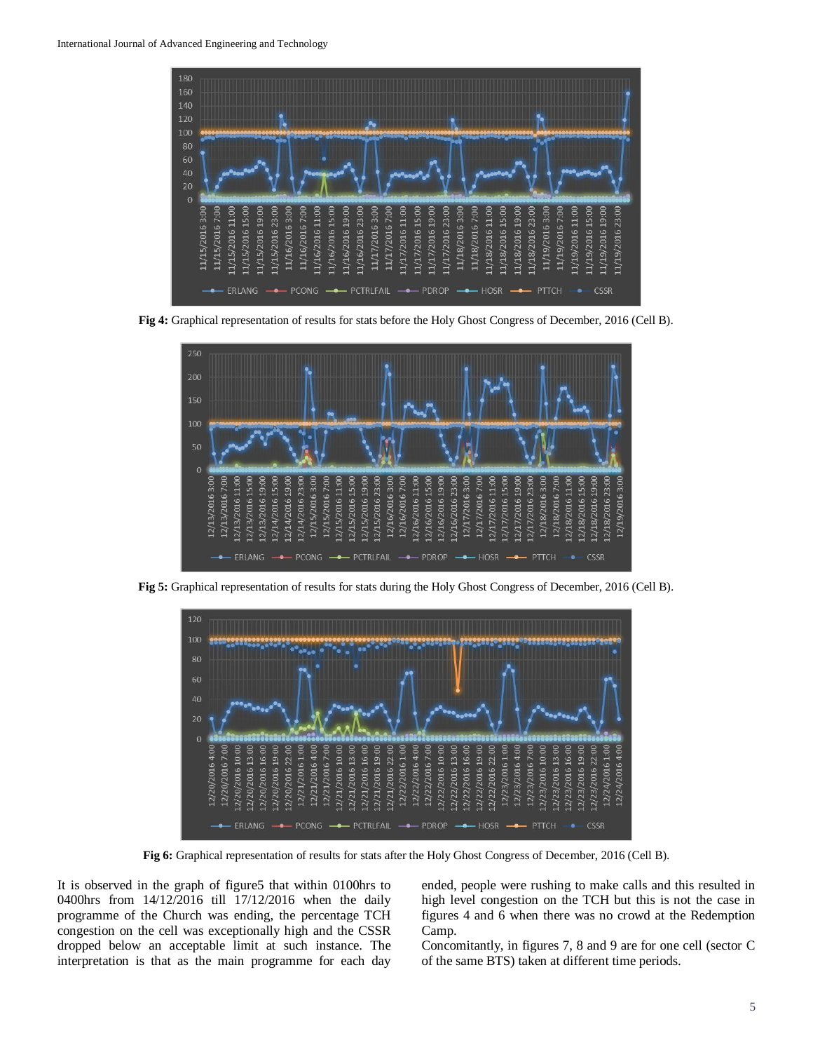180
160
140
120
100
80
60
40
20
0

11/15/2016 3:00
11/15/2016 7:00
11/15/2016 11:00
11/15/2016 15:00
11/15/2016 19:00
11/15/2016 23:00
11/16/2016 3:00
11/16/2016 7:00
11/16/2016 11:00
11/16/2016 15:00
11/16/2016 19:00
11/16/2016 23:00
11/17/2016 3:00
11/17/2016 7:00
11/17/2016 11:00
11/17/2016 15:00
11/17/2016 19:00
11/17/2016 23:00
11/18/2016 3:00
11/18/2016 7:00
11/18/2016 11:00
11/18/2016 15:00
11/18/2016 19:00
11/18/2016 23:00
11/19/2016 3:00
11/19/2016 7:00
11/19/2016 11:00
11/19/2016 15:00
11/19/2016 19:00
11/19/2016 23:00

ERLANG PCONG PCTRLFAIL PDROP HOSR PTTCH CSSR

**Fig 4:** Graphical representation of results for stats before the Holy Ghost Congress of December, 2016 (Cell B).

250
200
150
100
50
0

12/13/2016 3:00
12/13/2016 7:00
12/13/2016 11:00
12/13/2016 15:00
12/13/2016 19:00
12/14/2016 15:00
12/14/2016 19:00
12/14/2016 23:00
12/15/2016 3:00
12/15/2016 7:00
12/15/2016 11:00
12/15/2016 15:00
12/15/2016 19:00
12/15/2016 23:00
12/16/2016 3:00
12/16/2016 7:00
12/16/2016 11:00
12/16/2016 15:00
12/16/2016 19:00
12/16/2016 23:00
12/17/2016 3:00
12/17/2016 7:00
12/17/2016 11:00
12/17/2016 15:00
12/17/2016 19:00
12/17/2016 23:00
12/18/2016 3:00
12/18/2016 7:00
12/18/2016 11:00
12/18/2016 15:00
12/18/2016 19:00
12/18/2016 23:00
12/19/2016 3:00

ERLANG PCONG PCTRLFAIL PDROP HOSR PTTCH CSSR

**Fig 5:** Graphical representation of results for stats during the Holy Ghost Congress of December, 2016 (Cell B).

120
100
80
60
40
20
0

12/20/2016 4:00
12/20/2016 7:00
12/20/2016 10:00
12/20/2016 13:00
12/20/2016 16:00
12/20/2016 19:00
12/20/2016 22:00
12/21/2016 1:00
12/21/2016 4:00
12/21/2016 7:00
12/21/2016 10:00
12/21/2016 13:00
12/21/2016 16:00
12/21/2016 19:00
12/21/2016 22:00
12/22/2016 1:00
12/22/2016 4:00
12/22/2016 7:00
12/22/2016 10:00
12/22/2016 13:00
12/22/2016 16:00
12/22/2016 19:00
12/22/2016 22:00
12/23/2016 1:00
12/23/2016 4:00
12/23/2016 7:00
12/23/2016 10:00
12/23/2016 13:00
12/23/2016 16:00
12/23/2016 19:00
12/23/2016 22:00
12/24/2016 1:00
12/24/2016 4:00

ERLANG PCONG PCTRLFAIL PDROP HOSR PTTCH CSSR

**Fig 6:** Graphical representation of results for stats after the Holy Ghost Congress of December, 2016 (Cell B).

It is observed in the graph of figure5 that within 0100hrs to 0400hrs from 14/12/2016 till 17/12/2016 when the daily programme of the Church was ending, the percentage TCH congestion on the cell was exceptionally high and the CSSR dropped below an acceptable limit at such instance. The interpretation is that as the main programme for each day ended, people were rushing to make calls and this resulted in high level congestion on the TCH but this is not the case in figures 4 and 6 when there was no crowd at the Redemption Camp.

Concomitantly, in figures 7, 8 and 9 are for one cell (sector C of the same BTS) taken at different time periods.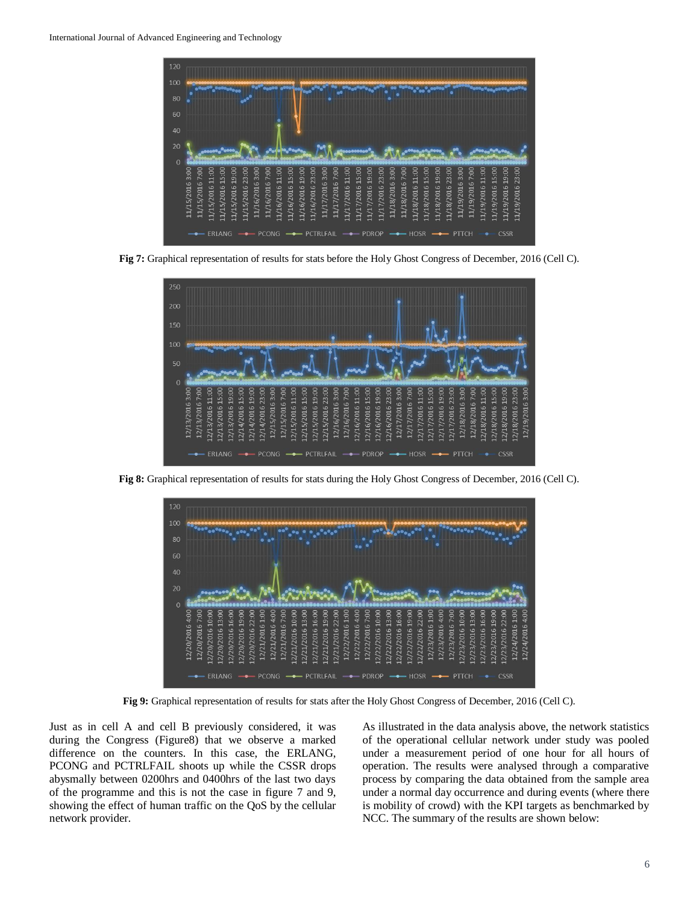120
100
80
60
40
20
0

11/15/2016 3:00
11/15/2016 7:00
11/15/2016 11:00
11/15/2016 15:00
11/15/2016 19:00
11/15/2016 23:00
11/16/2016 3:00
11/16/2016 7:00
11/16/2016 11:00
11/16/2016 15:00
11/16/2016 19:00
11/16/2016 23:00
11/17/2016 3:00
11/17/2016 7:00
11/17/2016 11:00
11/17/2016 15:00
11/17/2016 19:00
11/17/2016 23:00
11/18/2016 3:00
11/18/2016 7:00
11/18/2016 11:00
11/18/2016 15:00
11/18/2016 19:00
11/18/2016 23:00
11/19/2016 3:00
11/19/2016 7:00
11/19/2016 11:00
11/19/2016 15:00
11/19/2016 19:00
11/19/2016 23:00

ERLANG PCONG PCTRLFAIL PDROP HOSR PTTCH CSSR

**Fig 7:** Graphical representation of results for stats before the Holy Ghost Congress of December, 2016 (Cell C).

250
200
150
100
50
0

12/13/2016 3:00
12/13/2016 7:00
12/13/2016 11:00
12/13/2016 15:00
12/13/2016 19:00
12/14/2016 15:00
12/14/2016 19:00
12/14/2016 23:00
12/15/2016 3:00
12/15/2016 7:00
12/15/2016 11:00
12/15/2016 15:00
12/15/2016 19:00
12/15/2016 23:00
12/16/2016 3:00
12/16/2016 7:00
12/16/2016 11:00
12/16/2016 15:00
12/16/2016 19:00
12/16/2016 23:00
12/17/2016 3:00
12/17/2016 7:00
12/17/2016 11:00
12/17/2016 15:00
12/17/2016 19:00
12/17/2016 23:00
12/18/2016 3:00
12/18/2016 7:00
12/18/2016 11:00
12/18/2016 15:00
12/18/2016 19:00
12/18/2016 23:00
12/19/2016 3:00

ERLANG PCONG PCTRLFAIL PDROP HOSR PTTCH CSSR

**Fig 8:** Graphical representation of results for stats during the Holy Ghost Congress of December, 2016 (Cell C).

120
100
80
60
40
20
0

12/20/2016 4:00
12/20/2016 7:00
12/20/2016 10:00
12/20/2016 13:00
12/20/2016 16:00
12/20/2016 19:00
12/20/2016 22:00
12/21/2016 1:00
12/21/2016 4:00
12/21/2016 7:00
12/21/2016 10:00
12/21/2016 13:00
12/21/2016 16:00
12/21/2016 19:00
12/21/2016 22:00
12/22/2016 1:00
12/22/2016 4:00
12/22/2016 7:00
12/22/2016 10:00
12/22/2016 13:00
12/22/2016 16:00
12/22/2016 19:00
12/22/2016 22:00
12/23/2016 1:00
12/23/2016 4:00
12/23/2016 7:00
12/23/2016 10:00
12/23/2016 13:00
12/23/2016 16:00
12/23/2016 19:00
12/23/2016 22:00
12/24/2016 1:00
12/24/2016 4:00

ERLANG PCONG PCTRLFAIL PDROP HOSR PTTCH CSSR

**Fig 9:** Graphical representation of results for stats after the Holy Ghost Congress of December, 2016 (Cell C).

Just as in cell A and cell B previously considered, it was during the Congress (Figure8) that we observe a marked difference on the counters. In this case, the ERLANG, PCONG and PCTRLFAIL shoots up while the CSSR drops abysmally between 0200hrs and 0400hrs of the last two days of the programme and this is not the case in figure 7 and 9, showing the effect of human traffic on the QoS by the cellular network provider.

As illustrated in the data analysis above, the network statistics of the operational cellular network under study was pooled under a measurement period of one hour for all hours of operation. The results were analysed through a comparative process by comparing the data obtained from the sample area under a normal day occurrence and during events (where there is mobility of crowd) with the KPI targets as benchmarked by NCC. The summary of the results are shown below: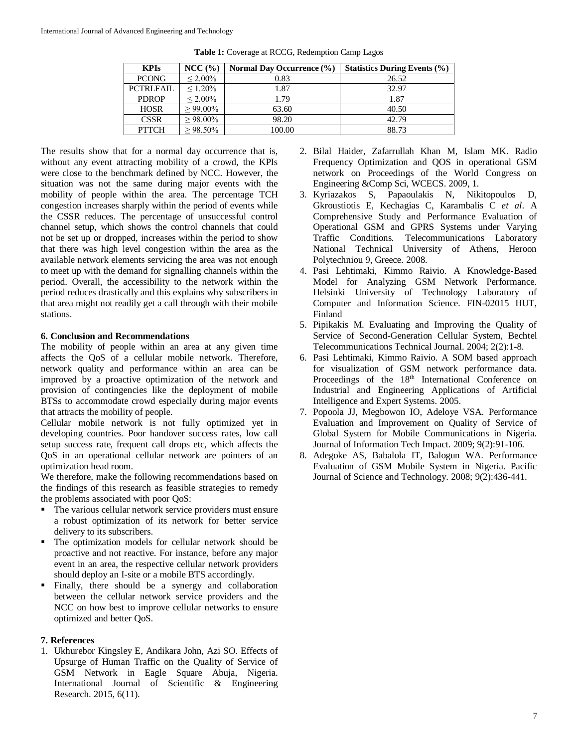**Table 1:** Coverage at RCCG, Redemption Camp Lagos

| KPIs | NCC (%) | Normal Day Occurrence (%) | Statistics During Events (%) |
|---|---|---|---|
| PCONG | ≤ 2.00% | 0.83 | 26.52 |
| PCTRLFAIL | ≤ 1.20% | 1.87 | 32.97 |
| PDROP | ≤ 2.00% | 1.79 | 1.87 |
| HOSR | ≥ 99.00% | 63.60 | 40.50 |
| CSSR | ≥ 98.00% | 98.20 | 42.79 |
| PTTCH | ≥ 98.50% | 100.00 | 88.73 |

The results show that for a normal day occurrence that is, without any event attracting mobility of a crowd, the KPIs were close to the benchmark defined by NCC. However, the situation was not the same during major events with the mobility of people within the area. The percentage TCH congestion increases sharply within the period of events while the CSSR reduces. The percentage of unsuccessful control channel setup, which shows the control channels that could not be set up or dropped, increases within the period to show that there was high level congestion within the area as the available network elements servicing the area was not enough to meet up with the demand for signalling channels within the period. Overall, the accessibility to the network within the period reduces drastically and this explains why subscribers in that area might not readily get a call through with their mobile stations.

## 6. Conclusion and Recommendations

The mobility of people within an area at any given time affects the QoS of a cellular mobile network. Therefore, network quality and performance within an area can be improved by a proactive optimization of the network and provision of contingencies like the deployment of mobile BTSs to accommodate crowd especially during major events that attracts the mobility of people.

Cellular mobile network is not fully optimized yet in developing countries. Poor handover success rates, low call setup success rate, frequent call drops etc, which affects the QoS in an operational cellular network are pointers of an optimization head room.

We therefore, make the following recommendations based on the findings of this research as feasible strategies to remedy the problems associated with poor QoS:

- The various cellular network service providers must ensure a robust optimization of its network for better service delivery to its subscribers.
- The optimization models for cellular network should be proactive and not reactive. For instance, before any major event in an area, the respective cellular network providers should deploy an I-site or a mobile BTS accordingly.
- Finally, there should be a synergy and collaboration between the cellular network service providers and the NCC on how best to improve cellular networks to ensure optimized and better QoS.

## 7. References

1. Ukhurebor Kingsley E, Andikara John, Azi SO. Effects of Upsurge of Human Traffic on the Quality of Service of GSM Network in Eagle Square Abuja, Nigeria. International Journal of Scientific & Engineering Research. 2015, 6(11).
2. Bilal Haider, Zafarrullah Khan M, Islam MK. Radio Frequency Optimization and QOS in operational GSM network on Proceedings of the World Congress on Engineering &Comp Sci, WCECS. 2009, 1.
3. Kyriazakos S, Papaoulakis N, Nikitopoulos D, Gkroustiotis E, Kechagias C, Karambalis C *et al*. A Comprehensive Study and Performance Evaluation of Operational GSM and GPRS Systems under Varying Traffic Conditions. Telecommunications Laboratory National Technical University of Athens, Heroon Polytechniou 9, Greece. 2008.
4. Pasi Lehtimaki, Kimmo Raivio. A Knowledge-Based Model for Analyzing GSM Network Performance. Helsinki University of Technology Laboratory of Computer and Information Science. FIN-02015 HUT, Finland
5. Pipikakis M. Evaluating and Improving the Quality of Service of Second-Generation Cellular System, Bechtel Telecommunications Technical Journal. 2004; 2(2):1-8.
6. Pasi Lehtimaki, Kimmo Raivio. A SOM based approach for visualization of GSM network performance data. Proceedings of the 18th International Conference on Industrial and Engineering Applications of Artificial Intelligence and Expert Systems. 2005.
7. Popoola JJ, Megbowon IO, Adeloye VSA. Performance Evaluation and Improvement on Quality of Service of Global System for Mobile Communications in Nigeria. Journal of Information Tech Impact. 2009; 9(2):91-106.
8. Adegoke AS, Babalola IT, Balogun WA. Performance Evaluation of GSM Mobile System in Nigeria. Pacific Journal of Science and Technology. 2008; 9(2):436-441.